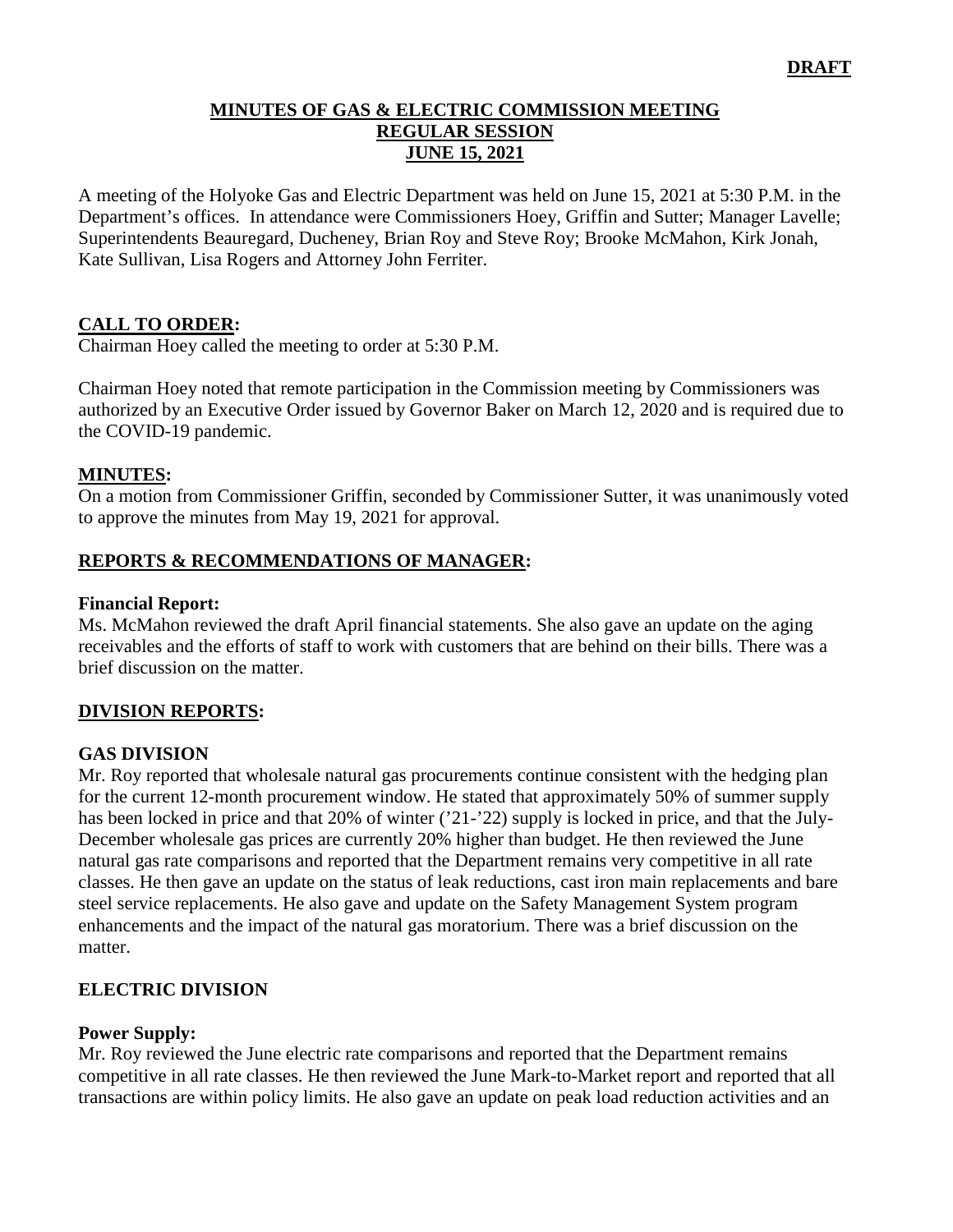**DRAFT**

# MINUTES OF GAS & ELECTRIC COMMISSION MEETING
## REGULAR SESSION
## JUNE 15, 2021

A meeting of the Holyoke Gas and Electric Department was held on June 15, 2021 at 5:30 P.M. in the Department's offices. In attendance were Commissioners Hoey, Griffin and Sutter; Manager Lavelle; Superintendents Beauregard, Ducheney, Brian Roy and Steve Roy; Brooke McMahon, Kirk Jonah, Kate Sullivan, Lisa Rogers and Attorney John Ferriter.

## CALL TO ORDER:

Chairman Hoey called the meeting to order at 5:30 P.M.

Chairman Hoey noted that remote participation in the Commission meeting by Commissioners was authorized by an Executive Order issued by Governor Baker on March 12, 2020 and is required due to the COVID-19 pandemic.

## MINUTES:

On a motion from Commissioner Griffin, seconded by Commissioner Sutter, it was unanimously voted to approve the minutes from May 19, 2021 for approval.

## REPORTS & RECOMMENDATIONS OF MANAGER:

**Financial Report:**
Ms. McMahon reviewed the draft April financial statements. She also gave an update on the aging receivables and the efforts of staff to work with customers that are behind on their bills. There was a brief discussion on the matter.

## DIVISION REPORTS:

### GAS DIVISION

Mr. Roy reported that wholesale natural gas procurements continue consistent with the hedging plan for the current 12-month procurement window. He stated that approximately 50% of summer supply has been locked in price and that 20% of winter ('21-'22) supply is locked in price, and that the July-December wholesale gas prices are currently 20% higher than budget. He then reviewed the June natural gas rate comparisons and reported that the Department remains very competitive in all rate classes. He then gave an update on the status of leak reductions, cast iron main replacements and bare steel service replacements. He also gave and update on the Safety Management System program enhancements and the impact of the natural gas moratorium. There was a brief discussion on the matter.

### ELECTRIC DIVISION

**Power Supply:**
Mr. Roy reviewed the June electric rate comparisons and reported that the Department remains competitive in all rate classes. He then reviewed the June Mark-to-Market report and reported that all transactions are within policy limits. He also gave an update on peak load reduction activities and an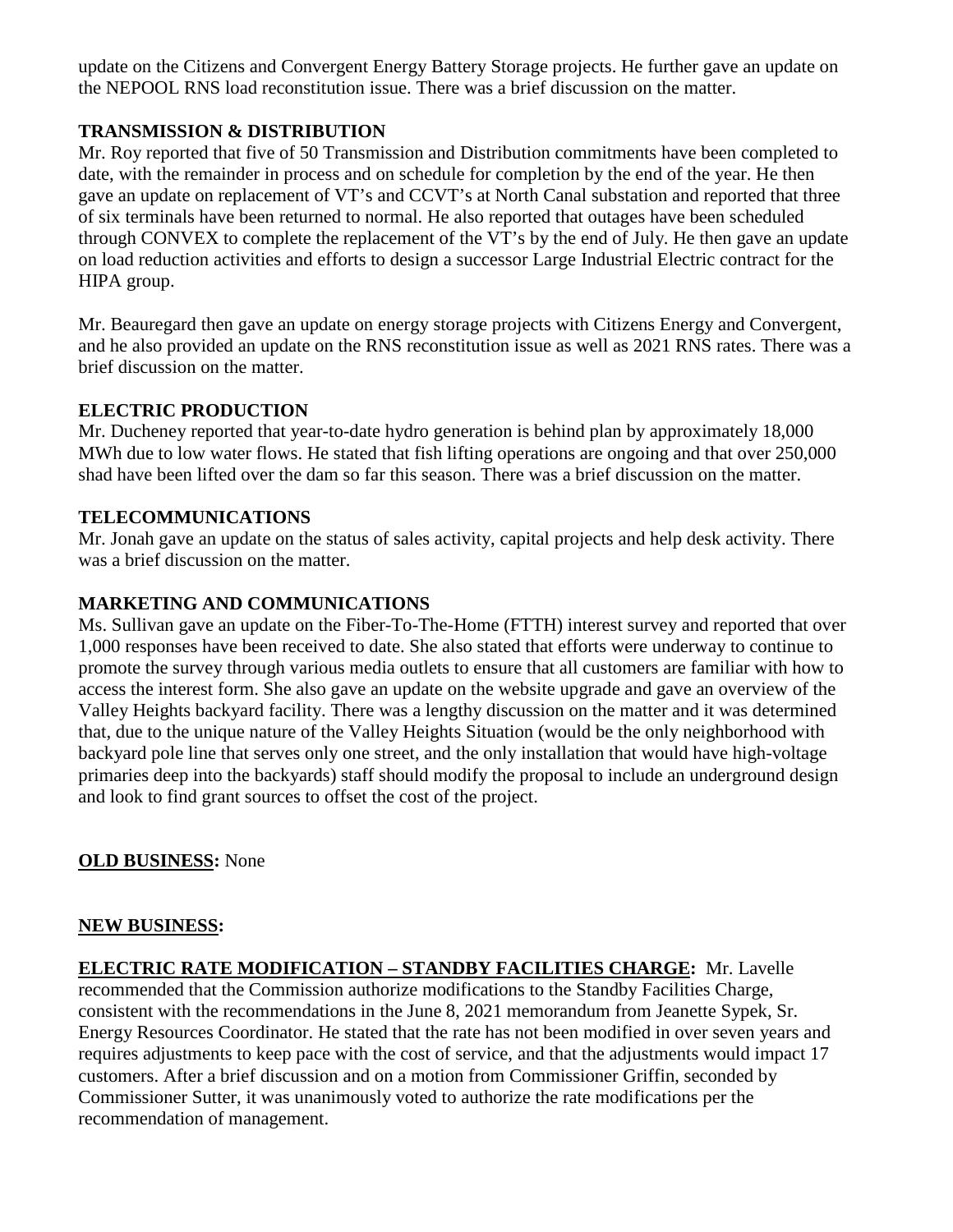update on the Citizens and Convergent Energy Battery Storage projects. He further gave an update on the NEPOOL RNS load reconstitution issue. There was a brief discussion on the matter.

**TRANSMISSION & DISTRIBUTION**

Mr. Roy reported that five of 50 Transmission and Distribution commitments have been completed to date, with the remainder in process and on schedule for completion by the end of the year. He then gave an update on replacement of VT's and CCVT's at North Canal substation and reported that three of six terminals have been returned to normal. He also reported that outages have been scheduled through CONVEX to complete the replacement of the VT's by the end of July. He then gave an update on load reduction activities and efforts to design a successor Large Industrial Electric contract for the HIPA group.

Mr. Beauregard then gave an update on energy storage projects with Citizens Energy and Convergent, and he also provided an update on the RNS reconstitution issue as well as 2021 RNS rates. There was a brief discussion on the matter.

**ELECTRIC PRODUCTION**

Mr. Ducheney reported that year-to-date hydro generation is behind plan by approximately 18,000 MWh due to low water flows. He stated that fish lifting operations are ongoing and that over 250,000 shad have been lifted over the dam so far this season. There was a brief discussion on the matter.

**TELECOMMUNICATIONS**

Mr. Jonah gave an update on the status of sales activity, capital projects and help desk activity. There was a brief discussion on the matter.

**MARKETING AND COMMUNICATIONS**

Ms. Sullivan gave an update on the Fiber-To-The-Home (FTTH) interest survey and reported that over 1,000 responses have been received to date. She also stated that efforts were underway to continue to promote the survey through various media outlets to ensure that all customers are familiar with how to access the interest form. She also gave an update on the website upgrade and gave an overview of the Valley Heights backyard facility. There was a lengthy discussion on the matter and it was determined that, due to the unique nature of the Valley Heights Situation (would be the only neighborhood with backyard pole line that serves only one street, and the only installation that would have high-voltage primaries deep into the backyards) staff should modify the proposal to include an underground design and look to find grant sources to offset the cost of the project.

**OLD BUSINESS:** None

**NEW BUSINESS:**

**ELECTRIC RATE MODIFICATION – STANDBY FACILITIES CHARGE:** Mr. Lavelle recommended that the Commission authorize modifications to the Standby Facilities Charge, consistent with the recommendations in the June 8, 2021 memorandum from Jeanette Sypek, Sr. Energy Resources Coordinator. He stated that the rate has not been modified in over seven years and requires adjustments to keep pace with the cost of service, and that the adjustments would impact 17 customers. After a brief discussion and on a motion from Commissioner Griffin, seconded by Commissioner Sutter, it was unanimously voted to authorize the rate modifications per the recommendation of management.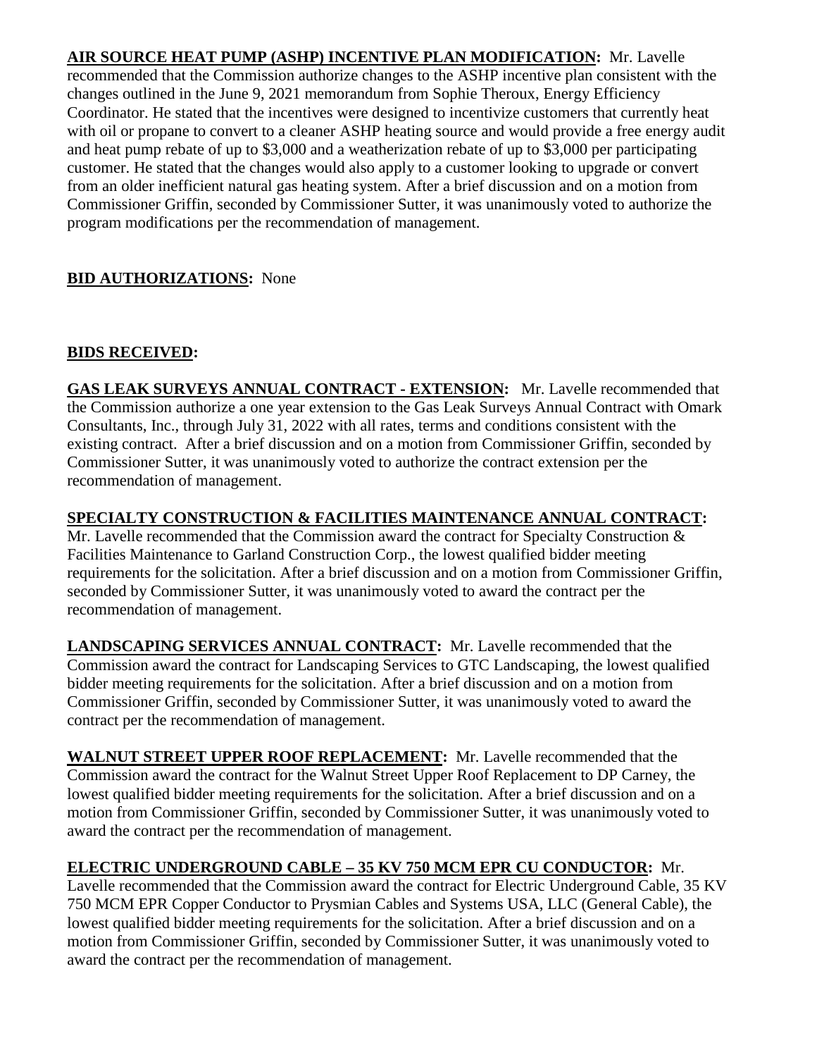**AIR SOURCE HEAT PUMP (ASHP) INCENTIVE PLAN MODIFICATION:** Mr. Lavelle recommended that the Commission authorize changes to the ASHP incentive plan consistent with the changes outlined in the June 9, 2021 memorandum from Sophie Theroux, Energy Efficiency Coordinator. He stated that the incentives were designed to incentivize customers that currently heat with oil or propane to convert to a cleaner ASHP heating source and would provide a free energy audit and heat pump rebate of up to $3,000 and a weatherization rebate of up to $3,000 per participating customer. He stated that the changes would also apply to a customer looking to upgrade or convert from an older inefficient natural gas heating system. After a brief discussion and on a motion from Commissioner Griffin, seconded by Commissioner Sutter, it was unanimously voted to authorize the program modifications per the recommendation of management.

**BID AUTHORIZATIONS:** None

**BIDS RECEIVED:**

**GAS LEAK SURVEYS ANNUAL CONTRACT - EXTENSION:** Mr. Lavelle recommended that the Commission authorize a one year extension to the Gas Leak Surveys Annual Contract with Omark Consultants, Inc., through July 31, 2022 with all rates, terms and conditions consistent with the existing contract. After a brief discussion and on a motion from Commissioner Griffin, seconded by Commissioner Sutter, it was unanimously voted to authorize the contract extension per the recommendation of management.

**SPECIALTY CONSTRUCTION & FACILITIES MAINTENANCE ANNUAL CONTRACT:** Mr. Lavelle recommended that the Commission award the contract for Specialty Construction & Facilities Maintenance to Garland Construction Corp., the lowest qualified bidder meeting requirements for the solicitation. After a brief discussion and on a motion from Commissioner Griffin, seconded by Commissioner Sutter, it was unanimously voted to award the contract per the recommendation of management.

**LANDSCAPING SERVICES ANNUAL CONTRACT:** Mr. Lavelle recommended that the Commission award the contract for Landscaping Services to GTC Landscaping, the lowest qualified bidder meeting requirements for the solicitation. After a brief discussion and on a motion from Commissioner Griffin, seconded by Commissioner Sutter, it was unanimously voted to award the contract per the recommendation of management.

**WALNUT STREET UPPER ROOF REPLACEMENT:** Mr. Lavelle recommended that the Commission award the contract for the Walnut Street Upper Roof Replacement to DP Carney, the lowest qualified bidder meeting requirements for the solicitation. After a brief discussion and on a motion from Commissioner Griffin, seconded by Commissioner Sutter, it was unanimously voted to award the contract per the recommendation of management.

**ELECTRIC UNDERGROUND CABLE – 35 KV 750 MCM EPR CU CONDUCTOR:** Mr. Lavelle recommended that the Commission award the contract for Electric Underground Cable, 35 KV 750 MCM EPR Copper Conductor to Prysmian Cables and Systems USA, LLC (General Cable), the lowest qualified bidder meeting requirements for the solicitation. After a brief discussion and on a motion from Commissioner Griffin, seconded by Commissioner Sutter, it was unanimously voted to award the contract per the recommendation of management.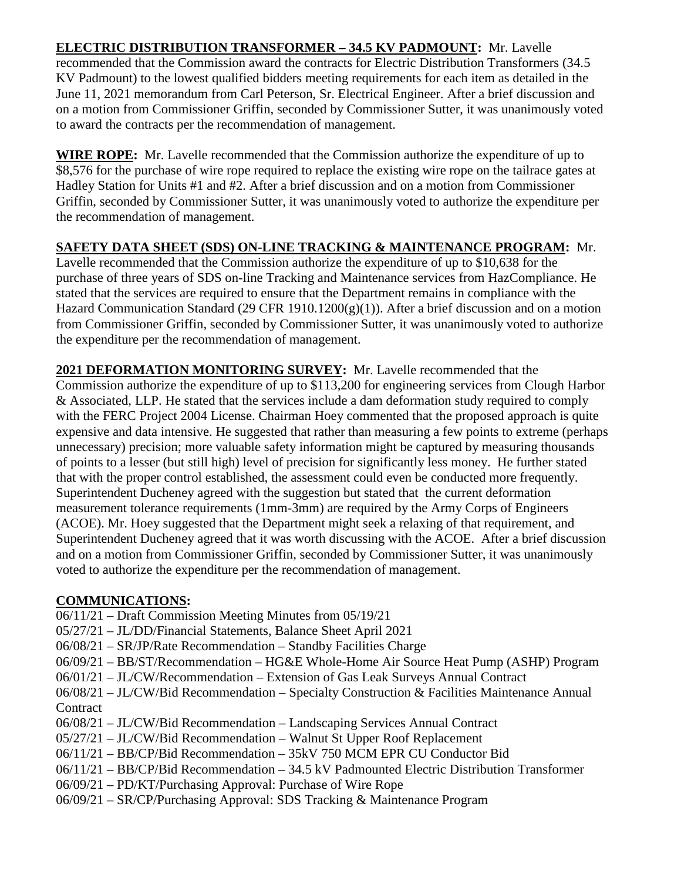**ELECTRIC DISTRIBUTION TRANSFORMER – 34.5 KV PADMOUNT:** Mr. Lavelle recommended that the Commission award the contracts for Electric Distribution Transformers (34.5 KV Padmount) to the lowest qualified bidders meeting requirements for each item as detailed in the June 11, 2021 memorandum from Carl Peterson, Sr. Electrical Engineer. After a brief discussion and on a motion from Commissioner Griffin, seconded by Commissioner Sutter, it was unanimously voted to award the contracts per the recommendation of management.

**WIRE ROPE:** Mr. Lavelle recommended that the Commission authorize the expenditure of up to $8,576 for the purchase of wire rope required to replace the existing wire rope on the tailrace gates at Hadley Station for Units #1 and #2. After a brief discussion and on a motion from Commissioner Griffin, seconded by Commissioner Sutter, it was unanimously voted to authorize the expenditure per the recommendation of management.

**SAFETY DATA SHEET (SDS) ON-LINE TRACKING & MAINTENANCE PROGRAM:** Mr. Lavelle recommended that the Commission authorize the expenditure of up to $10,638 for the purchase of three years of SDS on-line Tracking and Maintenance services from HazCompliance. He stated that the services are required to ensure that the Department remains in compliance with the Hazard Communication Standard (29 CFR 1910.1200(g)(1)). After a brief discussion and on a motion from Commissioner Griffin, seconded by Commissioner Sutter, it was unanimously voted to authorize the expenditure per the recommendation of management.

**2021 DEFORMATION MONITORING SURVEY:** Mr. Lavelle recommended that the Commission authorize the expenditure of up to $113,200 for engineering services from Clough Harbor & Associated, LLP. He stated that the services include a dam deformation study required to comply with the FERC Project 2004 License. Chairman Hoey commented that the proposed approach is quite expensive and data intensive. He suggested that rather than measuring a few points to extreme (perhaps unnecessary) precision; more valuable safety information might be captured by measuring thousands of points to a lesser (but still high) level of precision for significantly less money. He further stated that with the proper control established, the assessment could even be conducted more frequently. Superintendent Ducheney agreed with the suggestion but stated that the current deformation measurement tolerance requirements (1mm-3mm) are required by the Army Corps of Engineers (ACOE). Mr. Hoey suggested that the Department might seek a relaxing of that requirement, and Superintendent Ducheney agreed that it was worth discussing with the ACOE. After a brief discussion and on a motion from Commissioner Griffin, seconded by Commissioner Sutter, it was unanimously voted to authorize the expenditure per the recommendation of management.

**COMMUNICATIONS:**

06/11/21 – Draft Commission Meeting Minutes from 05/19/21
05/27/21 – JL/DD/Financial Statements, Balance Sheet April 2021
06/08/21 – SR/JP/Rate Recommendation – Standby Facilities Charge
06/09/21 – BB/ST/Recommendation – HG&E Whole-Home Air Source Heat Pump (ASHP) Program
06/01/21 – JL/CW/Recommendation – Extension of Gas Leak Surveys Annual Contract
06/08/21 – JL/CW/Bid Recommendation – Specialty Construction & Facilities Maintenance Annual Contract
06/08/21 – JL/CW/Bid Recommendation – Landscaping Services Annual Contract
05/27/21 – JL/CW/Bid Recommendation – Walnut St Upper Roof Replacement
06/11/21 – BB/CP/Bid Recommendation – 35kV 750 MCM EPR CU Conductor Bid
06/11/21 – BB/CP/Bid Recommendation – 34.5 kV Padmounted Electric Distribution Transformer
06/09/21 – PD/KT/Purchasing Approval: Purchase of Wire Rope
06/09/21 – SR/CP/Purchasing Approval: SDS Tracking & Maintenance Program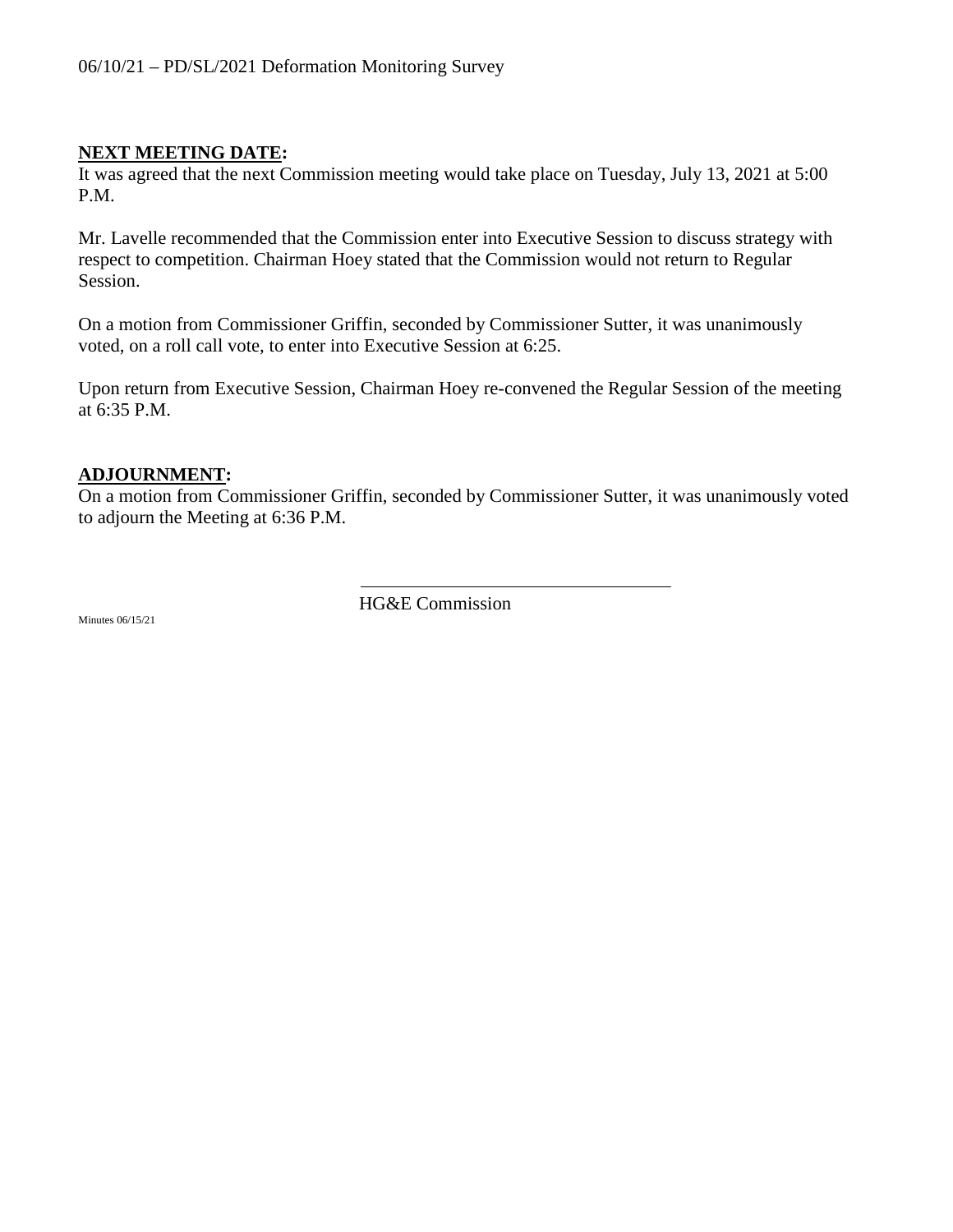06/10/21 – PD/SL/2021 Deformation Monitoring Survey

**NEXT MEETING DATE:**

It was agreed that the next Commission meeting would take place on Tuesday, July 13, 2021 at 5:00 P.M.

Mr. Lavelle recommended that the Commission enter into Executive Session to discuss strategy with respect to competition. Chairman Hoey stated that the Commission would not return to Regular Session.

On a motion from Commissioner Griffin, seconded by Commissioner Sutter, it was unanimously voted, on a roll call vote, to enter into Executive Session at 6:25.

Upon return from Executive Session, Chairman Hoey re-convened the Regular Session of the meeting at 6:35 P.M.

**ADJOURNMENT:**

On a motion from Commissioner Griffin, seconded by Commissioner Sutter, it was unanimously voted to adjourn the Meeting at 6:36 P.M.

HG&E Commission

Minutes 06/15/21